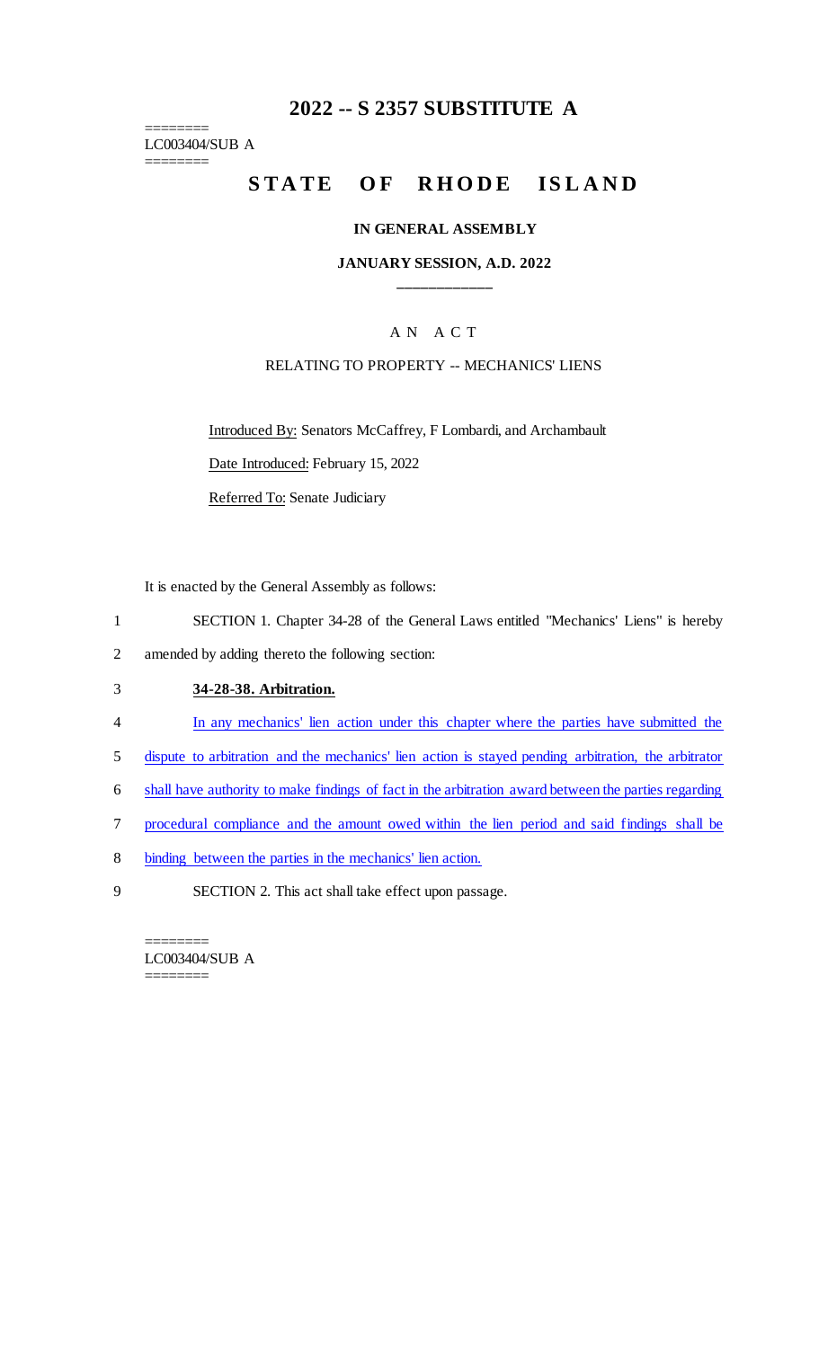# 2022 -- S 2357 SUBSTITUTE A

========
LC003404/SUB A
========

## STATE OF RHODE ISLAND

### IN GENERAL ASSEMBLY

### JANUARY SESSION, A.D. 2022

____________

A N A C T

RELATING TO PROPERTY -- MECHANICS' LIENS

Introduced By: Senators McCaffrey, F Lombardi, and Archambault

Date Introduced: February 15, 2022

Referred To: Senate Judiciary

It is enacted by the General Assembly as follows:

1 SECTION 1. Chapter 34-28 of the General Laws entitled "Mechanics' Liens" is hereby
2 amended by adding thereto the following section:

3 **34-28-38. Arbitration.**

4 In any mechanics' lien action under this chapter where the parties have submitted the
5 dispute to arbitration and the mechanics' lien action is stayed pending arbitration, the arbitrator
6 shall have authority to make findings of fact in the arbitration award between the parties regarding
7 procedural compliance and the amount owed within the lien period and said findings shall be
8 binding between the parties in the mechanics' lien action.

9 SECTION 2. This act shall take effect upon passage.

========
LC003404/SUB A
========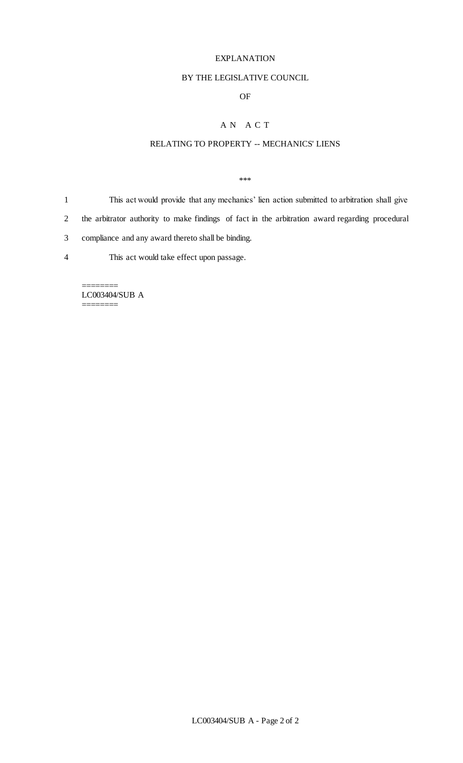EXPLANATION

BY THE LEGISLATIVE COUNCIL

OF

A N A C T

RELATING TO PROPERTY -- MECHANICS' LIENS

\*\*\*

1 This act would provide that any mechanics' lien action submitted to arbitration shall give
2 the arbitrator authority to make findings of fact in the arbitration award regarding procedural
3 compliance and any award thereto shall be binding.

4 This act would take effect upon passage.

========
LC003404/SUB A
========